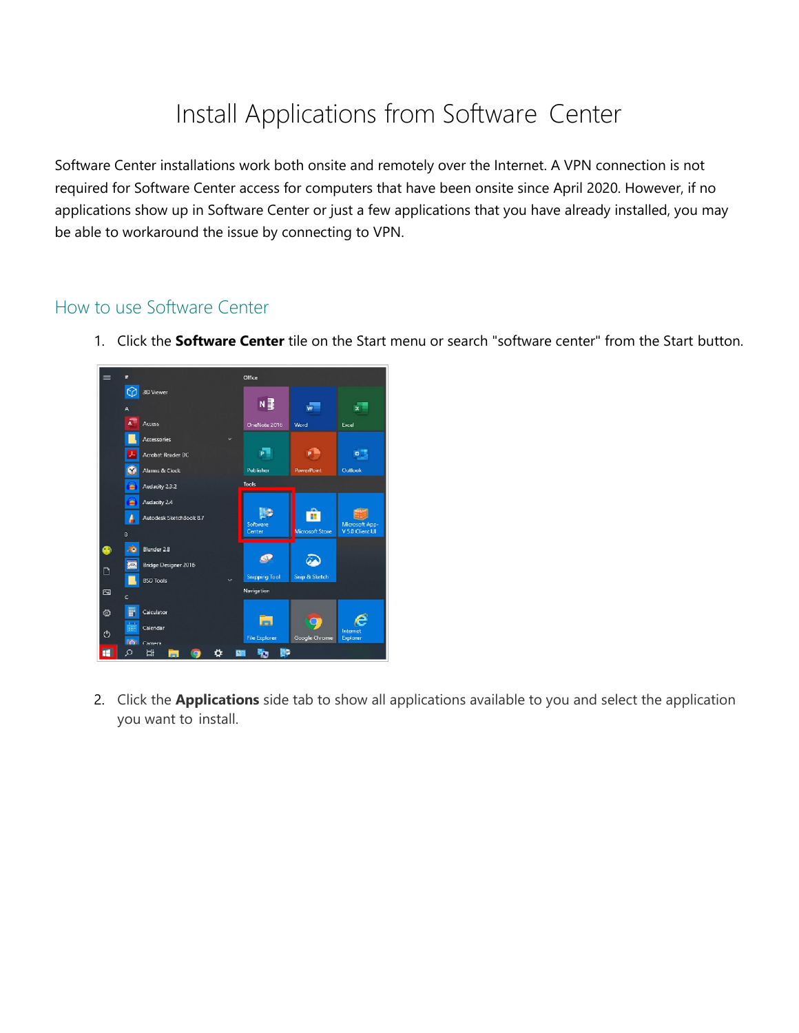# Install Applications from Software Center

Software Center installations work both onsite and remotely over the Internet. A VPN connection is not required for Software Center access for computers that have been onsite since April 2020. However, if no applications show up in Software Center or just a few applications that you have already installed, you may be able to workaround the issue by connecting to VPN.

## How to use Software Center

1. Click the **Software Center** tile on the Start menu or search "software center" from the Start button.

2. Click the **Applications** side tab to show all applications available to you and select the application you want to install.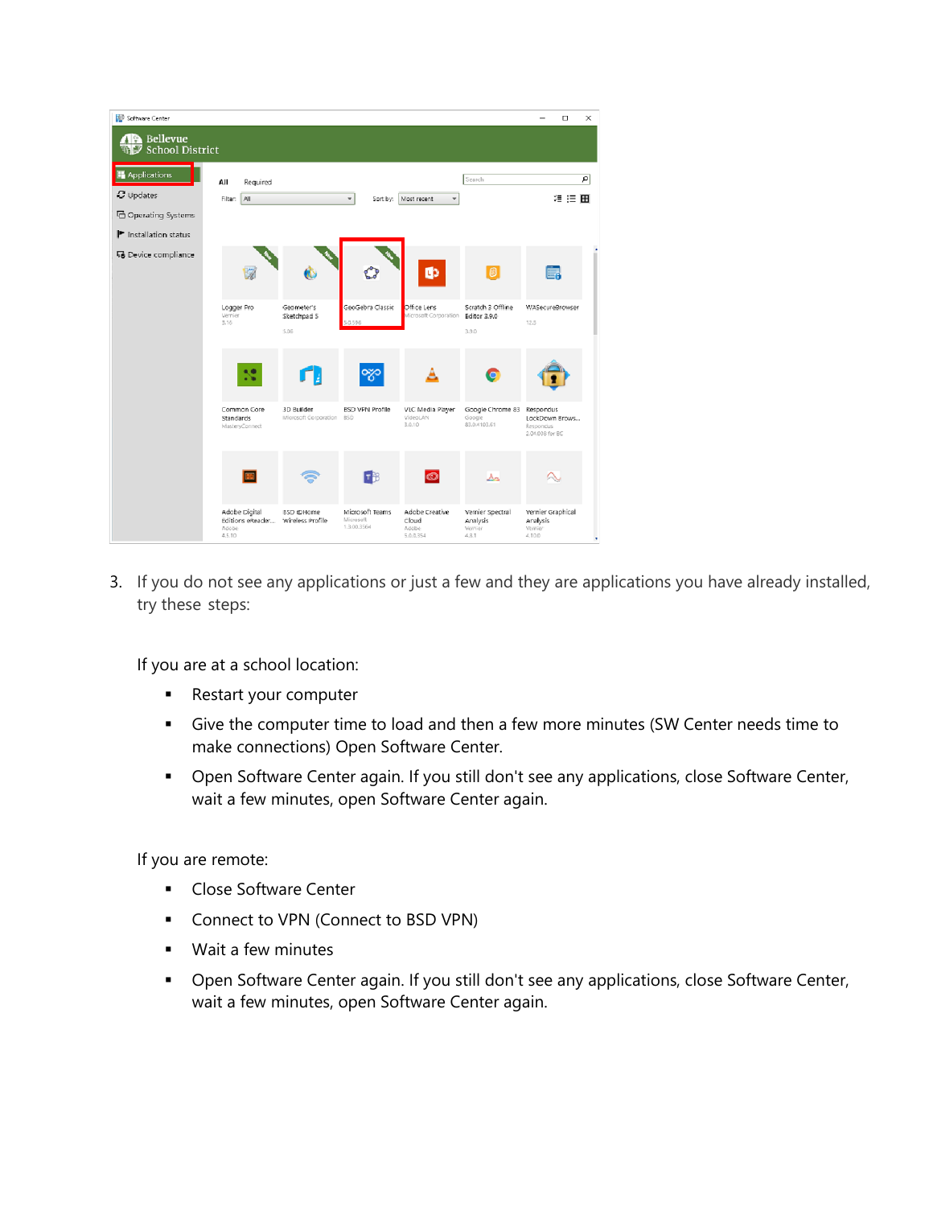3. If you do not see any applications or just a few and they are applications you have already installed, try these steps:

   If you are at a school location:

   - Restart your computer
   - Give the computer time to load and then a few more minutes (SW Center needs time to make connections) Open Software Center.
   - Open Software Center again. If you still don't see any applications, close Software Center, wait a few minutes, open Software Center again.

   If you are remote:

   - Close Software Center
   - Connect to VPN (Connect to BSD VPN)
   - Wait a few minutes
   - Open Software Center again. If you still don't see any applications, close Software Center, wait a few minutes, open Software Center again.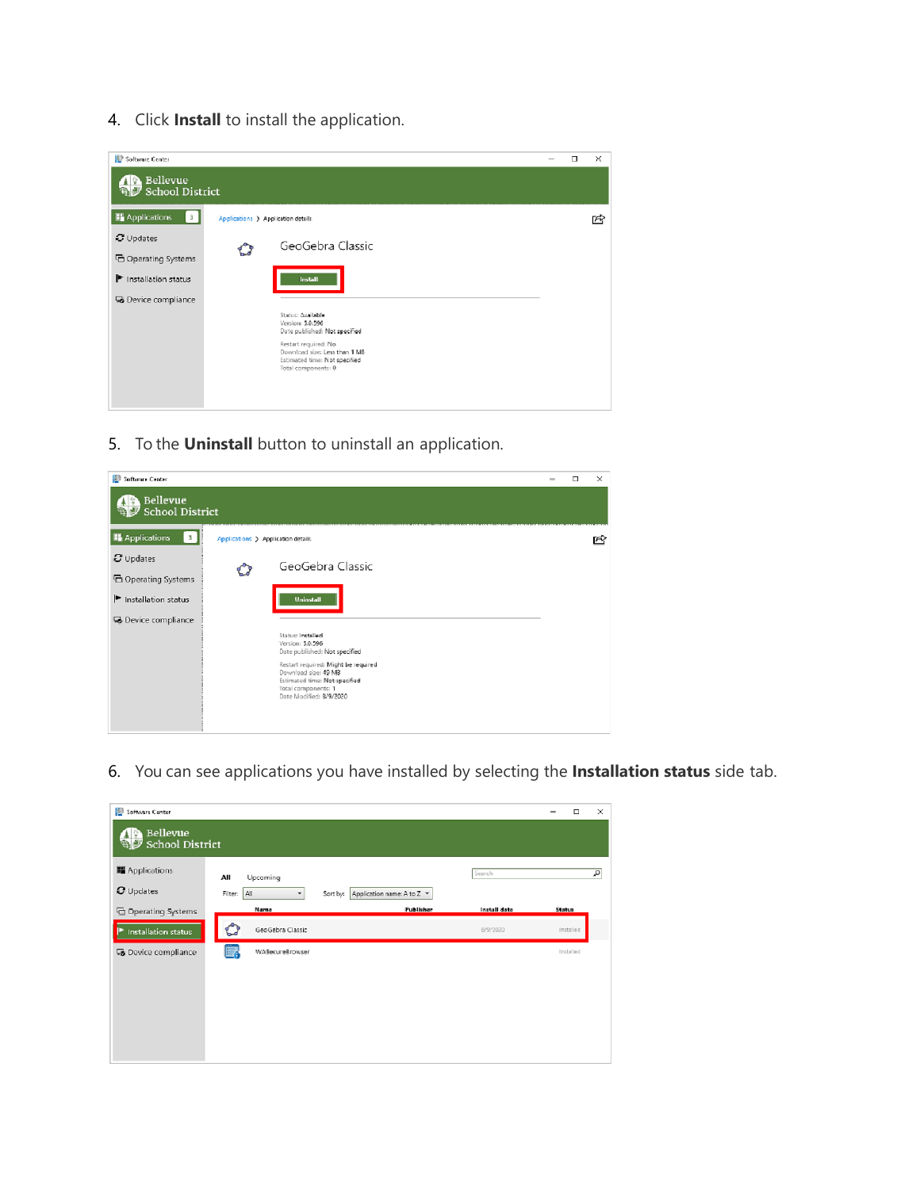4. Click **Install** to install the application.

5. To the **Uninstall** button to uninstall an application.

6. You can see applications you have installed by selecting the **Installation status** side tab.